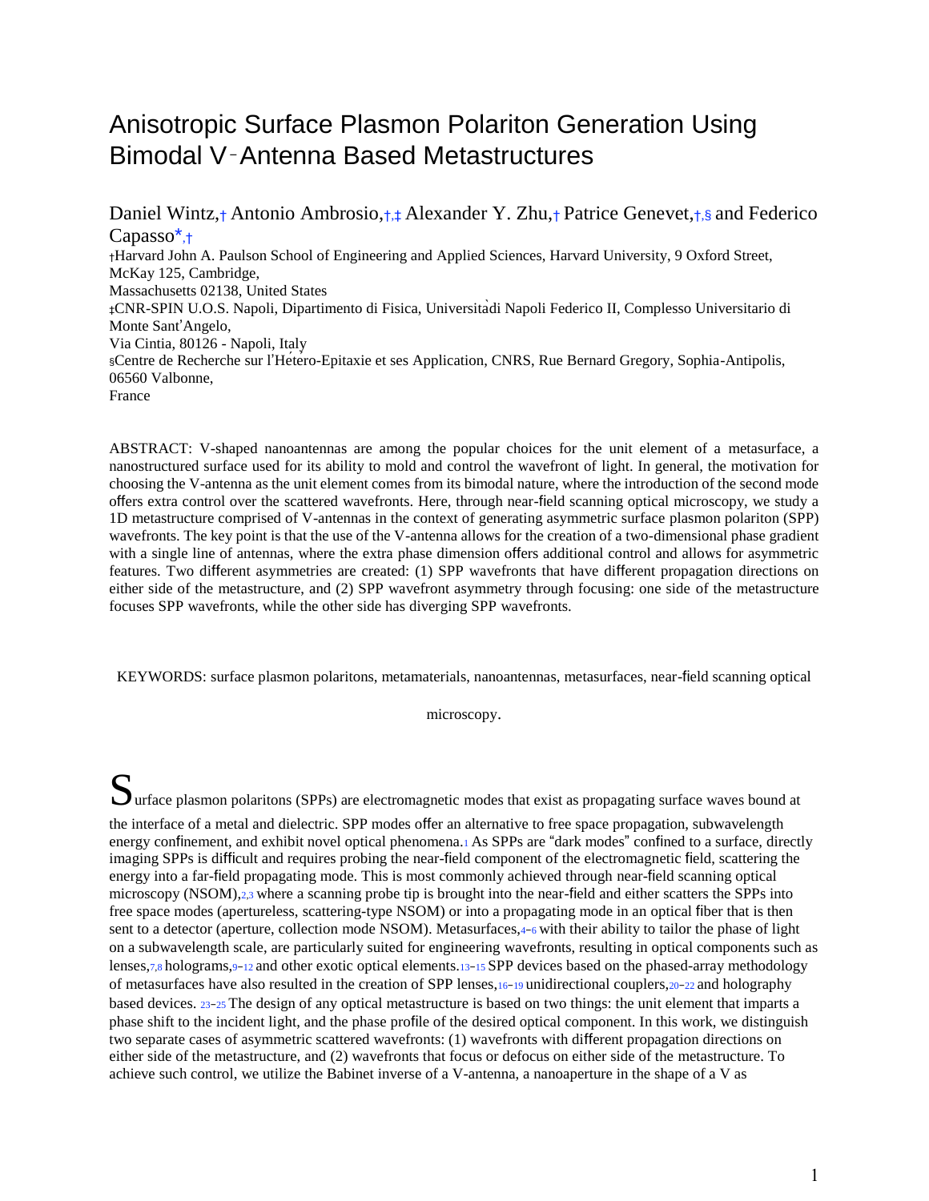// Reconstructed deterministically from 4625c6768c32 page 1.
# Anisotropic Surface Plasmon Polariton Generation Using Bimodal V-Antenna Based Metastructures

Daniel Wintz,[†] Antonio Ambrosio,[†,‡] Alexander Y. Zhu,[†] Patrice Genevet,[†,§] and Federico Capasso*[,†]

[†]Harvard John A. Paulson School of Engineering and Applied Sciences, Harvard University, 9 Oxford Street, McKay 125, Cambridge, Massachusetts 02138, United States

[‡]CNR-SPIN U.O.S. Napoli, Dipartimento di Fisica, Università di Napoli Federico II, Complesso Universitario di Monte Sant'Angelo, Via Cintia, 80126 - Napoli, Italy

[§]Centre de Recherche sur l'Hétéro-Epitaxie et ses Application, CNRS, Rue Bernard Gregory, Sophia-Antipolis, 06560 Valbonne, France

ABSTRACT: V-shaped nanoantennas are among the popular choices for the unit element of a metasurface, a nanostructured surface used for its ability to mold and control the wavefront of light. In general, the motivation for choosing the V-antenna as the unit element comes from its bimodal nature, where the introduction of the second mode offers extra control over the scattered wavefronts. Here, through near-field scanning optical microscopy, we study a 1D metastructure comprised of V-antennas in the context of generating asymmetric surface plasmon polariton (SPP) wavefronts. The key point is that the use of the V-antenna allows for the creation of a two-dimensional phase gradient with a single line of antennas, where the extra phase dimension offers additional control and allows for asymmetric features. Two different asymmetries are created: (1) SPP wavefronts that have different propagation directions on either side of the metastructure, and (2) SPP wavefront asymmetry through focusing: one side of the metastructure focuses SPP wavefronts, while the other side has diverging SPP wavefronts.

KEYWORDS: surface plasmon polaritons, metamaterials, nanoantennas, metasurfaces, near-field scanning optical microscopy.

Surface plasmon polaritons (SPPs) are electromagnetic modes that exist as propagating surface waves bound at the interface of a metal and dielectric. SPP modes offer an alternative to free space propagation, subwavelength energy confinement, and exhibit novel optical phenomena.[1] As SPPs are "dark modes" confined to a surface, directly imaging SPPs is difficult and requires probing the near-field component of the electromagnetic field, scattering the energy into a far-field propagating mode. This is most commonly achieved through near-field scanning optical microscopy (NSOM),[2,3] where a scanning probe tip is brought into the near-field and either scatters the SPPs into free space modes (apertureless, scattering-type NSOM) or into a propagating mode in an optical fiber that is then sent to a detector (aperture, collection mode NSOM). Metasurfaces,[4–6] with their ability to tailor the phase of light on a subwavelength scale, are particularly suited for engineering wavefronts, resulting in optical components such as lenses,[7,8] holograms,[9–12] and other exotic optical elements.[13–15] SPP devices based on the phased-array methodology of metasurfaces have also resulted in the creation of SPP lenses,[16–19] unidirectional couplers,[20–22] and holography based devices.[23–25] The design of any optical metastructure is based on two things: the unit element that imparts a phase shift to the incident light, and the phase profile of the desired optical component. In this work, we distinguish two separate cases of asymmetric scattered wavefronts: (1) wavefronts with different propagation directions on either side of the metastructure, and (2) wavefronts that focus or defocus on either side of the metastructure. To achieve such control, we utilize the Babinet inverse of a V-antenna, a nanoaperture in the shape of a V as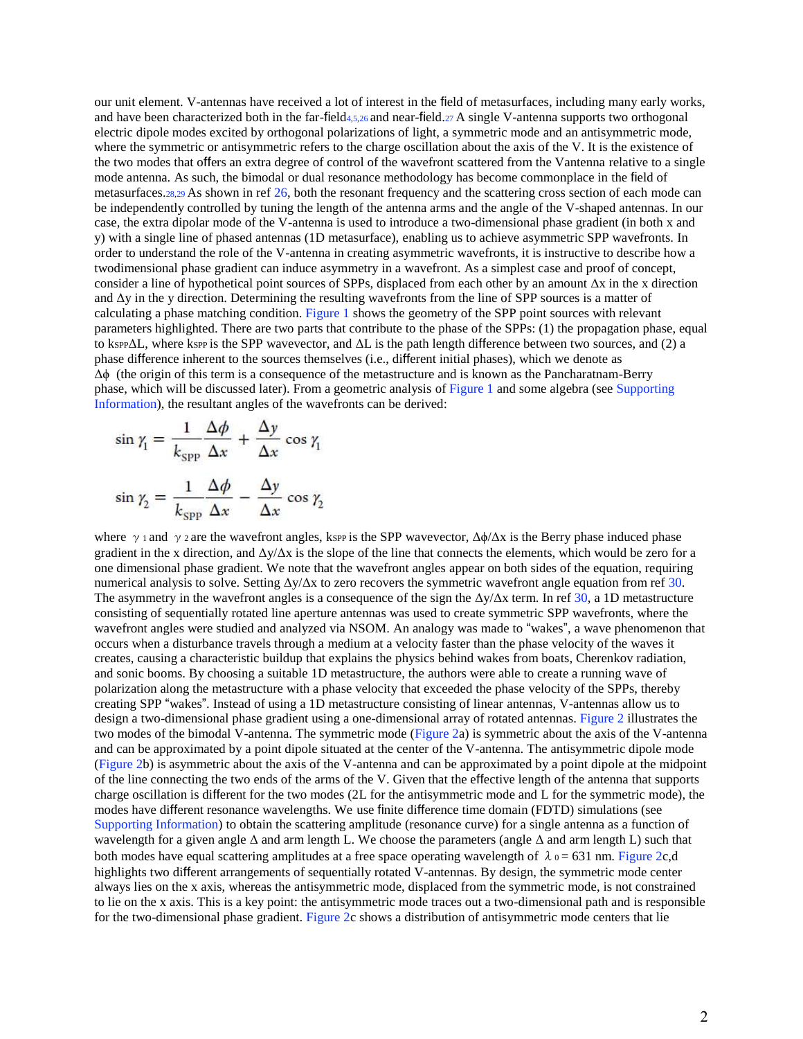our unit element. V-antennas have received a lot of interest in the field of metasurfaces, including many early works, and have been characterized both in the far-field[4,5,26] and near-field.[27] A single V-antenna supports two orthogonal electric dipole modes excited by orthogonal polarizations of light, a symmetric mode and an antisymmetric mode, where the symmetric or antisymmetric refers to the charge oscillation about the axis of the V. It is the existence of the two modes that offers an extra degree of control of the wavefront scattered from the Vantenna relative to a single mode antenna. As such, the bimodal or dual resonance methodology has become commonplace in the field of metasurfaces.[28,29] As shown in ref 26, both the resonant frequency and the scattering cross section of each mode can be independently controlled by tuning the length of the antenna arms and the angle of the V-shaped antennas. In our case, the extra dipolar mode of the V-antenna is used to introduce a two-dimensional phase gradient (in both x and y) with a single line of phased antennas (1D metasurface), enabling us to achieve asymmetric SPP wavefronts. In order to understand the role of the V-antenna in creating asymmetric wavefronts, it is instructive to describe how a twodimensional phase gradient can induce asymmetry in a wavefront. As a simplest case and proof of concept, consider a line of hypothetical point sources of SPPs, displaced from each other by an amount $\Delta x$ in the x direction and $\Delta y$ in the y direction. Determining the resulting wavefronts from the line of SPP sources is a matter of calculating a phase matching condition. Figure 1 shows the geometry of the SPP point sources with relevant parameters highlighted. There are two parts that contribute to the phase of the SPPs: (1) the propagation phase, equal to $k_{SPP}\Delta L$, where $k_{SPP}$ is the SPP wavevector, and $\Delta L$ is the path length difference between two sources, and (2) a phase difference inherent to the sources themselves (i.e., different initial phases), which we denote as $\Delta\phi$ (the origin of this term is a consequence of the metastructure and is known as the Pancharatnam-Berry phase, which will be discussed later). From a geometric analysis of Figure 1 and some algebra (see Supporting Information), the resultant angles of the wavefronts can be derived:

$$\sin\gamma_1 = \frac{1}{k_{SPP}}\frac{\Delta\phi}{\Delta x} + \frac{\Delta y}{\Delta x}\cos\gamma_1$$

$$\sin\gamma_2 = \frac{1}{k_{SPP}}\frac{\Delta\phi}{\Delta x} - \frac{\Delta y}{\Delta x}\cos\gamma_2$$

where $\gamma_1$ and $\gamma_2$ are the wavefront angles, $k_{SPP}$ is the SPP wavevector, $\Delta\phi/\Delta x$ is the Berry phase induced phase gradient in the x direction, and $\Delta y/\Delta x$ is the slope of the line that connects the elements, which would be zero for a one dimensional phase gradient. We note that the wavefront angles appear on both sides of the equation, requiring numerical analysis to solve. Setting $\Delta y/\Delta x$ to zero recovers the symmetric wavefront angle equation from ref 30. The asymmetry in the wavefront angles is a consequence of the sign the $\Delta y/\Delta x$ term. In ref 30, a 1D metastructure consisting of sequentially rotated line aperture antennas was used to create symmetric SPP wavefronts, where the wavefront angles were studied and analyzed via NSOM. An analogy was made to "wakes", a wave phenomenon that occurs when a disturbance travels through a medium at a velocity faster than the phase velocity of the waves it creates, causing a characteristic buildup that explains the physics behind wakes from boats, Cherenkov radiation, and sonic booms. By choosing a suitable 1D metastructure, the authors were able to create a running wave of polarization along the metastructure with a phase velocity that exceeded the phase velocity of the SPPs, thereby creating SPP "wakes". Instead of using a 1D metastructure consisting of linear antennas, V-antennas allow us to design a two-dimensional phase gradient using a one-dimensional array of rotated antennas. Figure 2 illustrates the two modes of the bimodal V-antenna. The symmetric mode (Figure 2a) is symmetric about the axis of the V-antenna and can be approximated by a point dipole situated at the center of the V-antenna. The antisymmetric dipole mode (Figure 2b) is asymmetric about the axis of the V-antenna and can be approximated by a point dipole at the midpoint of the line connecting the two ends of the V. Given that the effective length of the antenna that supports charge oscillation is different for the two modes (2L for the antisymmetric mode and L for the symmetric mode), the modes have different resonance wavelengths. We use finite difference time domain (FDTD) simulations (see Supporting Information) to obtain the scattering amplitude (resonance curve) for a single antenna as a function of wavelength for a given angle $\Delta$ and arm length L. We choose the parameters (angle $\Delta$ and arm length L) such that both modes have equal scattering amplitudes at a free space operating wavelength of $\lambda_0 = 631$ nm. Figure 2c,d highlights two different arrangements of sequentially rotated V-antennas. By design, the symmetric mode center always lies on the x axis, whereas the antisymmetric mode, displaced from the symmetric mode, is not constrained to lie on the x axis. This is a key point: the antisymmetric mode traces out a two-dimensional path and is responsible for the two-dimensional phase gradient. Figure 2c shows a distribution of antisymmetric mode centers that lie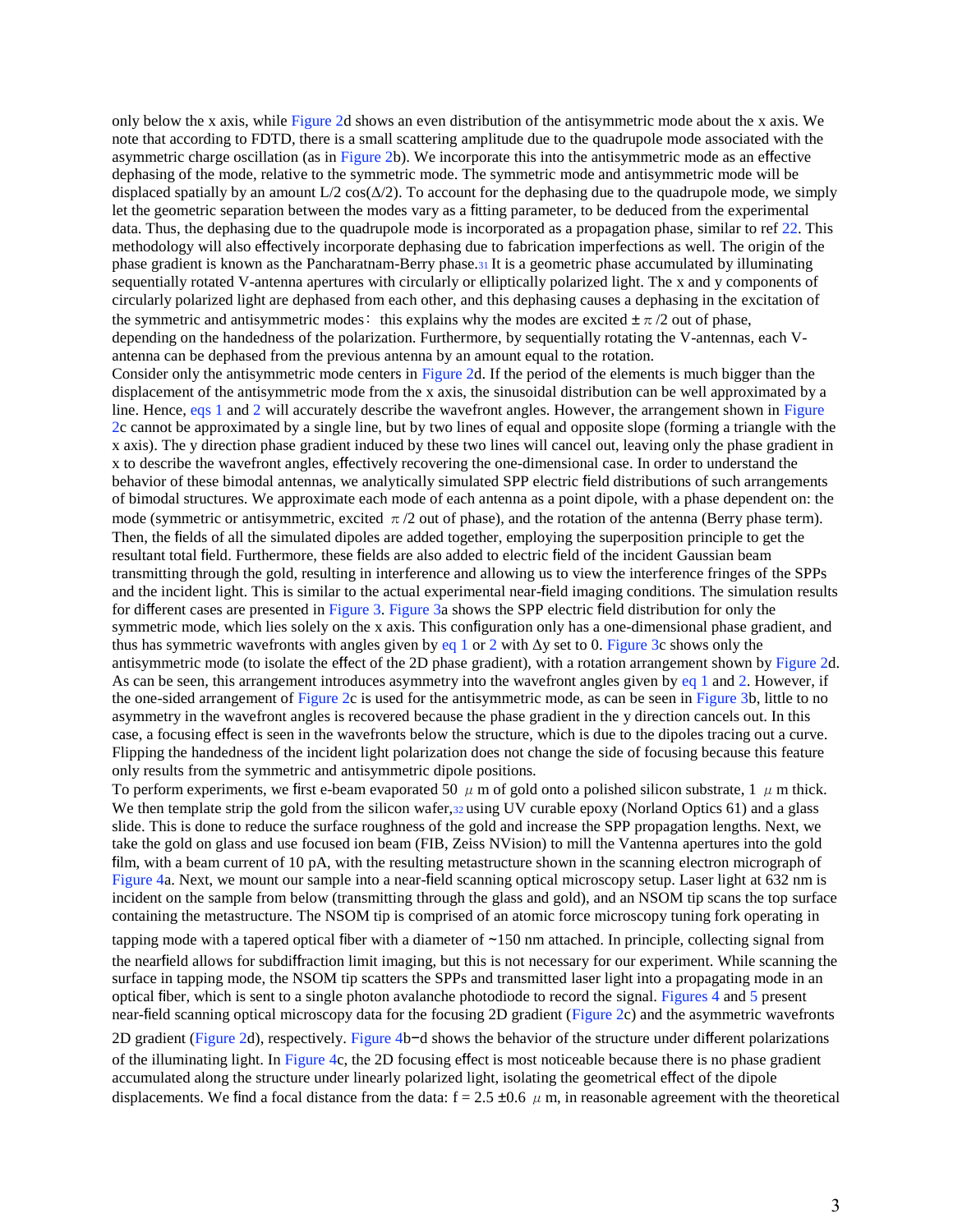only below the x axis, while Figure 2d shows an even distribution of the antisymmetric mode about the x axis. We note that according to FDTD, there is a small scattering amplitude due to the quadrupole mode associated with the asymmetric charge oscillation (as in Figure 2b). We incorporate this into the antisymmetric mode as an effective dephasing of the mode, relative to the symmetric mode. The symmetric mode and antisymmetric mode will be displaced spatially by an amount $L/2 \cos(\Delta/2)$. To account for the dephasing due to the quadrupole mode, we simply let the geometric separation between the modes vary as a fitting parameter, to be deduced from the experimental data. Thus, the dephasing due to the quadrupole mode is incorporated as a propagation phase, similar to ref 22. This methodology will also effectively incorporate dephasing due to fabrication imperfections as well. The origin of the phase gradient is known as the Pancharatnam-Berry phase.[31] It is a geometric phase accumulated by illuminating sequentially rotated V-antenna apertures with circularly or elliptically polarized light. The x and y components of circularly polarized light are dephased from each other, and this dephasing causes a dephasing in the excitation of the symmetric and antisymmetric modes: this explains why the modes are excited $\pm \pi/2$ out of phase, depending on the handedness of the polarization. Furthermore, by sequentially rotating the V-antennas, each V-antenna can be dephased from the previous antenna by an amount equal to the rotation.

Consider only the antisymmetric mode centers in Figure 2d. If the period of the elements is much bigger than the displacement of the antisymmetric mode from the x axis, the sinusoidal distribution can be well approximated by a line. Hence, eqs 1 and 2 will accurately describe the wavefront angles. However, the arrangement shown in Figure 2c cannot be approximated by a single line, but by two lines of equal and opposite slope (forming a triangle with the x axis). The y direction phase gradient induced by these two lines will cancel out, leaving only the phase gradient in x to describe the wavefront angles, effectively recovering the one-dimensional case. In order to understand the behavior of these bimodal antennas, we analytically simulated SPP electric field distributions of such arrangements of bimodal structures. We approximate each mode of each antenna as a point dipole, with a phase dependent on: the mode (symmetric or antisymmetric, excited $\pi/2$ out of phase), and the rotation of the antenna (Berry phase term). Then, the fields of all the simulated dipoles are added together, employing the superposition principle to get the resultant total field. Furthermore, these fields are also added to electric field of the incident Gaussian beam transmitting through the gold, resulting in interference and allowing us to view the interference fringes of the SPPs and the incident light. This is similar to the actual experimental near-field imaging conditions. The simulation results for different cases are presented in Figure 3. Figure 3a shows the SPP electric field distribution for only the symmetric mode, which lies solely on the x axis. This configuration only has a one-dimensional phase gradient, and thus has symmetric wavefronts with angles given by eq 1 or 2 with $\Delta y$ set to 0. Figure 3c shows only the antisymmetric mode (to isolate the effect of the 2D phase gradient), with a rotation arrangement shown by Figure 2d. As can be seen, this arrangement introduces asymmetry into the wavefront angles given by eq 1 and 2. However, if the one-sided arrangement of Figure 2c is used for the antisymmetric mode, as can be seen in Figure 3b, little to no asymmetry in the wavefront angles is recovered because the phase gradient in the y direction cancels out. In this case, a focusing effect is seen in the wavefronts below the structure, which is due to the dipoles tracing out a curve. Flipping the handedness of the incident light polarization does not change the side of focusing because this feature only results from the symmetric and antisymmetric dipole positions.

To perform experiments, we first e-beam evaporated 50 $\mu$m of gold onto a polished silicon substrate, 1 $\mu$m thick. We then template strip the gold from the silicon wafer,[32] using UV curable epoxy (Norland Optics 61) and a glass slide. This is done to reduce the surface roughness of the gold and increase the SPP propagation lengths. Next, we take the gold on glass and use focused ion beam (FIB, Zeiss NVision) to mill the Vantenna apertures into the gold film, with a beam current of 10 pA, with the resulting metastructure shown in the scanning electron micrograph of Figure 4a. Next, we mount our sample into a near-field scanning optical microscopy setup. Laser light at 632 nm is incident on the sample from below (transmitting through the glass and gold), and an NSOM tip scans the top surface containing the metastructure. The NSOM tip is comprised of an atomic force microscopy tuning fork operating in tapping mode with a tapered optical fiber with a diameter of ~150 nm attached. In principle, collecting signal from the nearfield allows for subdiffraction limit imaging, but this is not necessary for our experiment. While scanning the surface in tapping mode, the NSOM tip scatters the SPPs and transmitted laser light into a propagating mode in an optical fiber, which is sent to a single photon avalanche photodiode to record the signal. Figures 4 and 5 present near-field scanning optical microscopy data for the focusing 2D gradient (Figure 2c) and the asymmetric wavefronts 2D gradient (Figure 2d), respectively. Figure 4b−d shows the behavior of the structure under different polarizations of the illuminating light. In Figure 4c, the 2D focusing effect is most noticeable because there is no phase gradient accumulated along the structure under linearly polarized light, isolating the geometrical effect of the dipole displacements. We find a focal distance from the data: $f = 2.5 \pm 0.6$ $\mu$m, in reasonable agreement with the theoretical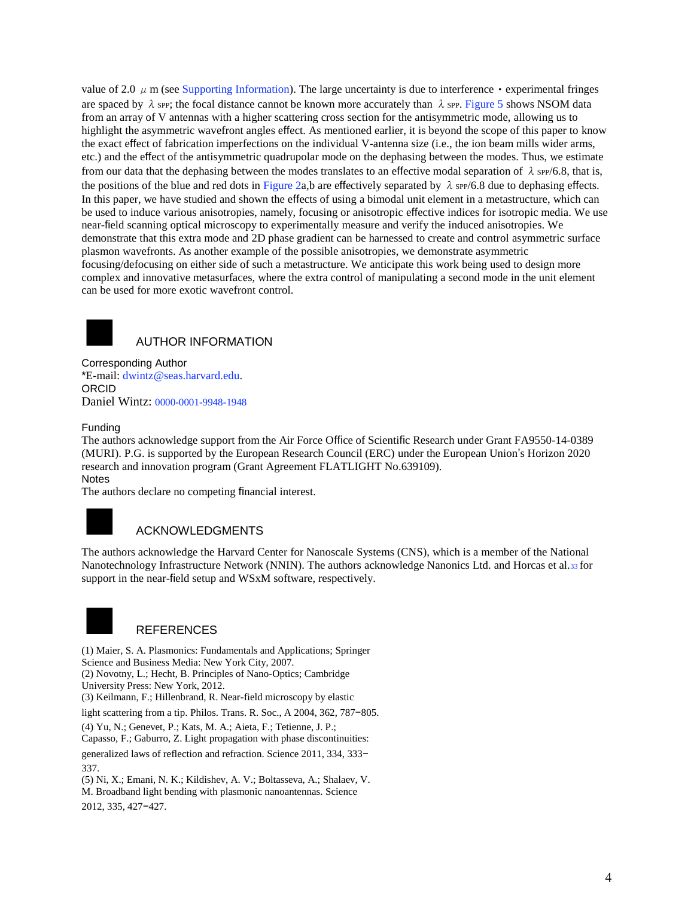value of 2.0 $\mu$ m (see Supporting Information). The large uncertainty is due to interference・experimental fringes are spaced by $\lambda_{SPP}$; the focal distance cannot be known more accurately than $\lambda_{SPP}$. Figure 5 shows NSOM data from an array of V antennas with a higher scattering cross section for the antisymmetric mode, allowing us to highlight the asymmetric wavefront angles effect. As mentioned earlier, it is beyond the scope of this paper to know the exact effect of fabrication imperfections on the individual V-antenna size (i.e., the ion beam mills wider arms, etc.) and the effect of the antisymmetric quadrupolar mode on the dephasing between the modes. Thus, we estimate from our data that the dephasing between the modes translates to an effective modal separation of $\lambda_{SPP}/6.8$, that is, the positions of the blue and red dots in Figure 2a,b are effectively separated by $\lambda_{SPP}/6.8$ due to dephasing effects. In this paper, we have studied and shown the effects of using a bimodal unit element in a metastructure, which can be used to induce various anisotropies, namely, focusing or anisotropic effective indices for isotropic media. We use near-field scanning optical microscopy to experimentally measure and verify the induced anisotropies. We demonstrate that this extra mode and 2D phase gradient can be harnessed to create and control asymmetric surface plasmon wavefronts. As another example of the possible anisotropies, we demonstrate asymmetric focusing/defocusing on either side of such a metastructure. We anticipate this work being used to design more complex and innovative metasurfaces, where the extra control of manipulating a second mode in the unit element can be used for more exotic wavefront control.

## AUTHOR INFORMATION

Corresponding Author

*E-mail: dwintz@seas.harvard.edu.

ORCID

Daniel Wintz: 0000-0001-9948-1948

Funding

The authors acknowledge support from the Air Force Office of Scientific Research under Grant FA9550-14-0389 (MURI). P.G. is supported by the European Research Council (ERC) under the European Union's Horizon 2020 research and innovation program (Grant Agreement FLATLIGHT No.639109).

Notes

The authors declare no competing financial interest.

## ACKNOWLEDGMENTS

The authors acknowledge the Harvard Center for Nanoscale Systems (CNS), which is a member of the National Nanotechnology Infrastructure Network (NNIN). The authors acknowledge Nanonics Ltd. and Horcas et al.[33] for support in the near-field setup and WSxM software, respectively.

## REFERENCES

(1) Maier, S. A. Plasmonics: Fundamentals and Applications; Springer Science and Business Media: New York City, 2007.

(2) Novotny, L.; Hecht, B. Principles of Nano-Optics; Cambridge University Press: New York, 2012.

(3) Keilmann, F.; Hillenbrand, R. Near-field microscopy by elastic light scattering from a tip. Philos. Trans. R. Soc., A 2004, 362, 787−805.

(4) Yu, N.; Genevet, P.; Kats, M. A.; Aieta, F.; Tetienne, J. P.; Capasso, F.; Gaburro, Z. Light propagation with phase discontinuities: generalized laws of reflection and refraction. Science 2011, 334, 333−337.

(5) Ni, X.; Emani, N. K.; Kildishev, A. V.; Boltasseva, A.; Shalaev, V. M. Broadband light bending with plasmonic nanoantennas. Science 2012, 335, 427−427.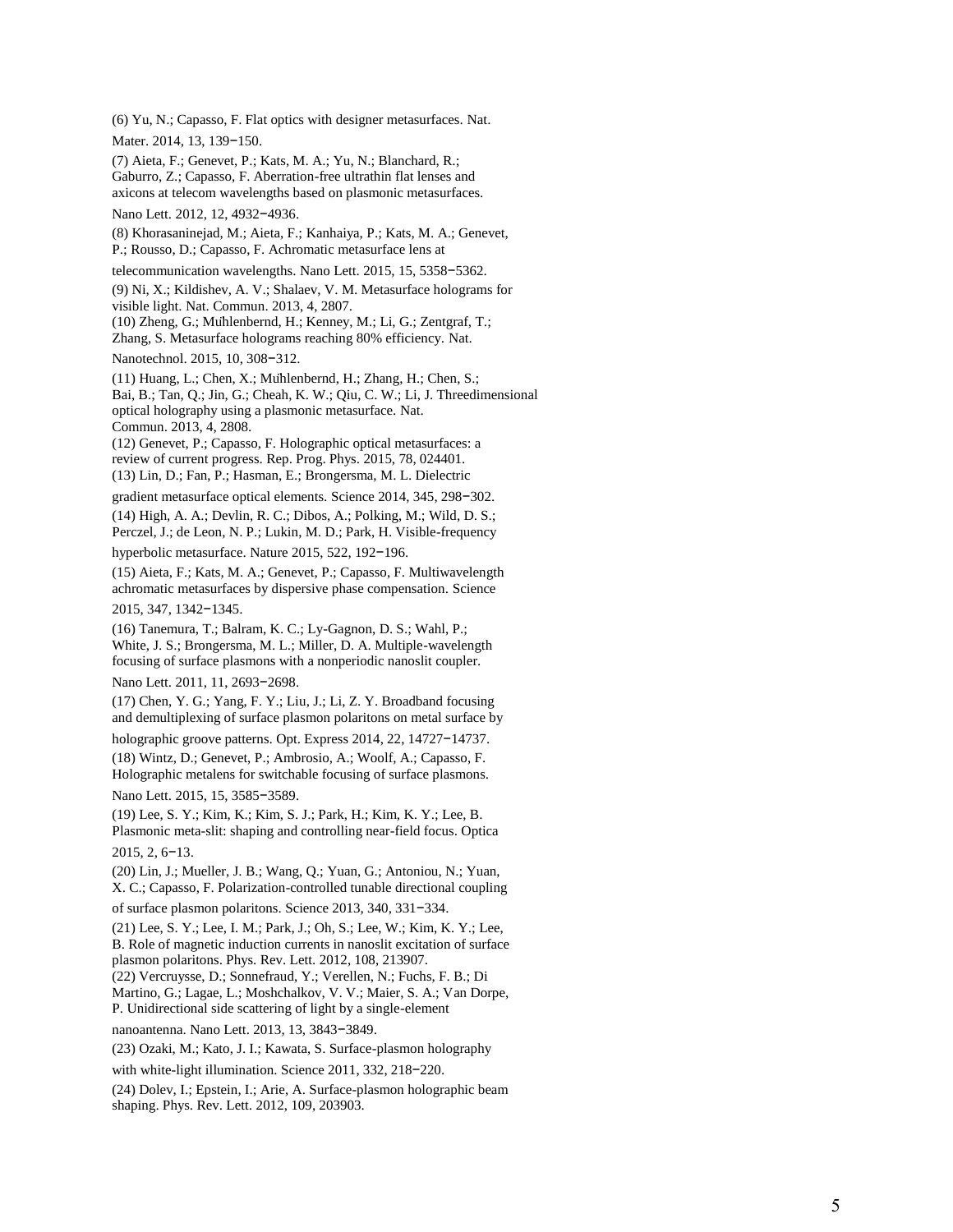(6) Yu, N.; Capasso, F. Flat optics with designer metasurfaces. Nat. Mater. 2014, 13, 139−150.

(7) Aieta, F.; Genevet, P.; Kats, M. A.; Yu, N.; Blanchard, R.; Gaburro, Z.; Capasso, F. Aberration-free ultrathin flat lenses and axicons at telecom wavelengths based on plasmonic metasurfaces. Nano Lett. 2012, 12, 4932−4936.

(8) Khorasaninejad, M.; Aieta, F.; Kanhaiya, P.; Kats, M. A.; Genevet, P.; Rousso, D.; Capasso, F. Achromatic metasurface lens at telecommunication wavelengths. Nano Lett. 2015, 15, 5358−5362.

(9) Ni, X.; Kildishev, A. V.; Shalaev, V. M. Metasurface holograms for visible light. Nat. Commun. 2013, 4, 2807.

(10) Zheng, G.; Mühlenbernd, H.; Kenney, M.; Li, G.; Zentgraf, T.; Zhang, S. Metasurface holograms reaching 80% efficiency. Nat. Nanotechnol. 2015, 10, 308−312.

(11) Huang, L.; Chen, X.; Mühlenbernd, H.; Zhang, H.; Chen, S.; Bai, B.; Tan, Q.; Jin, G.; Cheah, K. W.; Qiu, C. W.; Li, J. Threedimensional optical holography using a plasmonic metasurface. Nat. Commun. 2013, 4, 2808.

(12) Genevet, P.; Capasso, F. Holographic optical metasurfaces: a review of current progress. Rep. Prog. Phys. 2015, 78, 024401.

(13) Lin, D.; Fan, P.; Hasman, E.; Brongersma, M. L. Dielectric gradient metasurface optical elements. Science 2014, 345, 298−302.

(14) High, A. A.; Devlin, R. C.; Dibos, A.; Polking, M.; Wild, D. S.; Perczel, J.; de Leon, N. P.; Lukin, M. D.; Park, H. Visible-frequency hyperbolic metasurface. Nature 2015, 522, 192−196.

(15) Aieta, F.; Kats, M. A.; Genevet, P.; Capasso, F. Multiwavelength achromatic metasurfaces by dispersive phase compensation. Science 2015, 347, 1342−1345.

(16) Tanemura, T.; Balram, K. C.; Ly-Gagnon, D. S.; Wahl, P.; White, J. S.; Brongersma, M. L.; Miller, D. A. Multiple-wavelength focusing of surface plasmons with a nonperiodic nanoslit coupler. Nano Lett. 2011, 11, 2693−2698.

(17) Chen, Y. G.; Yang, F. Y.; Liu, J.; Li, Z. Y. Broadband focusing and demultiplexing of surface plasmon polaritons on metal surface by holographic groove patterns. Opt. Express 2014, 22, 14727−14737.

(18) Wintz, D.; Genevet, P.; Ambrosio, A.; Woolf, A.; Capasso, F. Holographic metalens for switchable focusing of surface plasmons. Nano Lett. 2015, 15, 3585−3589.

(19) Lee, S. Y.; Kim, K.; Kim, S. J.; Park, H.; Kim, K. Y.; Lee, B. Plasmonic meta-slit: shaping and controlling near-field focus. Optica 2015, 2, 6−13.

(20) Lin, J.; Mueller, J. B.; Wang, Q.; Yuan, G.; Antoniou, N.; Yuan, X. C.; Capasso, F. Polarization-controlled tunable directional coupling of surface plasmon polaritons. Science 2013, 340, 331−334.

(21) Lee, S. Y.; Lee, I. M.; Park, J.; Oh, S.; Lee, W.; Kim, K. Y.; Lee, B. Role of magnetic induction currents in nanoslit excitation of surface plasmon polaritons. Phys. Rev. Lett. 2012, 108, 213907.

(22) Vercruysse, D.; Sonnefraud, Y.; Verellen, N.; Fuchs, F. B.; Di Martino, G.; Lagae, L.; Moshchalkov, V. V.; Maier, S. A.; Van Dorpe, P. Unidirectional side scattering of light by a single-element nanoantenna. Nano Lett. 2013, 13, 3843−3849.

(23) Ozaki, M.; Kato, J. I.; Kawata, S. Surface-plasmon holography with white-light illumination. Science 2011, 332, 218−220.

(24) Dolev, I.; Epstein, I.; Arie, A. Surface-plasmon holographic beam shaping. Phys. Rev. Lett. 2012, 109, 203903.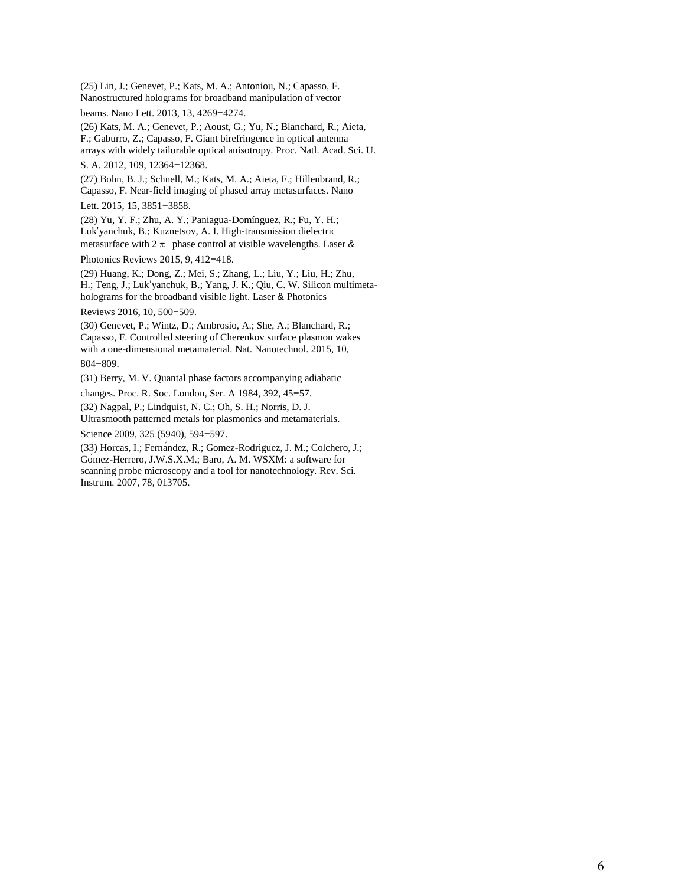(25) Lin, J.; Genevet, P.; Kats, M. A.; Antoniou, N.; Capasso, F. Nanostructured holograms for broadband manipulation of vector beams. Nano Lett. 2013, 13, 4269−4274.

(26) Kats, M. A.; Genevet, P.; Aoust, G.; Yu, N.; Blanchard, R.; Aieta, F.; Gaburro, Z.; Capasso, F. Giant birefringence in optical antenna arrays with widely tailorable optical anisotropy. Proc. Natl. Acad. Sci. U. S. A. 2012, 109, 12364−12368.

(27) Bohn, B. J.; Schnell, M.; Kats, M. A.; Aieta, F.; Hillenbrand, R.; Capasso, F. Near-field imaging of phased array metasurfaces. Nano Lett. 2015, 15, 3851−3858.

(28) Yu, Y. F.; Zhu, A. Y.; Paniagua-Domínguez, R.; Fu, Y. H.; Luk'yanchuk, B.; Kuznetsov, A. I. High-transmission dielectric metasurface with $2\pi$ phase control at visible wavelengths. Laser & Photonics Reviews 2015, 9, 412−418.

(29) Huang, K.; Dong, Z.; Mei, S.; Zhang, L.; Liu, Y.; Liu, H.; Zhu, H.; Teng, J.; Luk'yanchuk, B.; Yang, J. K.; Qiu, C. W. Silicon multimeta-holograms for the broadband visible light. Laser & Photonics Reviews 2016, 10, 500−509.

(30) Genevet, P.; Wintz, D.; Ambrosio, A.; She, A.; Blanchard, R.; Capasso, F. Controlled steering of Cherenkov surface plasmon wakes with a one-dimensional metamaterial. Nat. Nanotechnol. 2015, 10, 804−809.

(31) Berry, M. V. Quantal phase factors accompanying adiabatic changes. Proc. R. Soc. London, Ser. A 1984, 392, 45−57.

(32) Nagpal, P.; Lindquist, N. C.; Oh, S. H.; Norris, D. J. Ultrasmooth patterned metals for plasmonics and metamaterials. Science 2009, 325 (5940), 594−597.

(33) Horcas, I.; Fernández, R.; Gomez-Rodriguez, J. M.; Colchero, J.; Gómez-Herrero, J.W.S.X.M.; Baro, A. M. WSXM: a software for scanning probe microscopy and a tool for nanotechnology. Rev. Sci. Instrum. 2007, 78, 013705.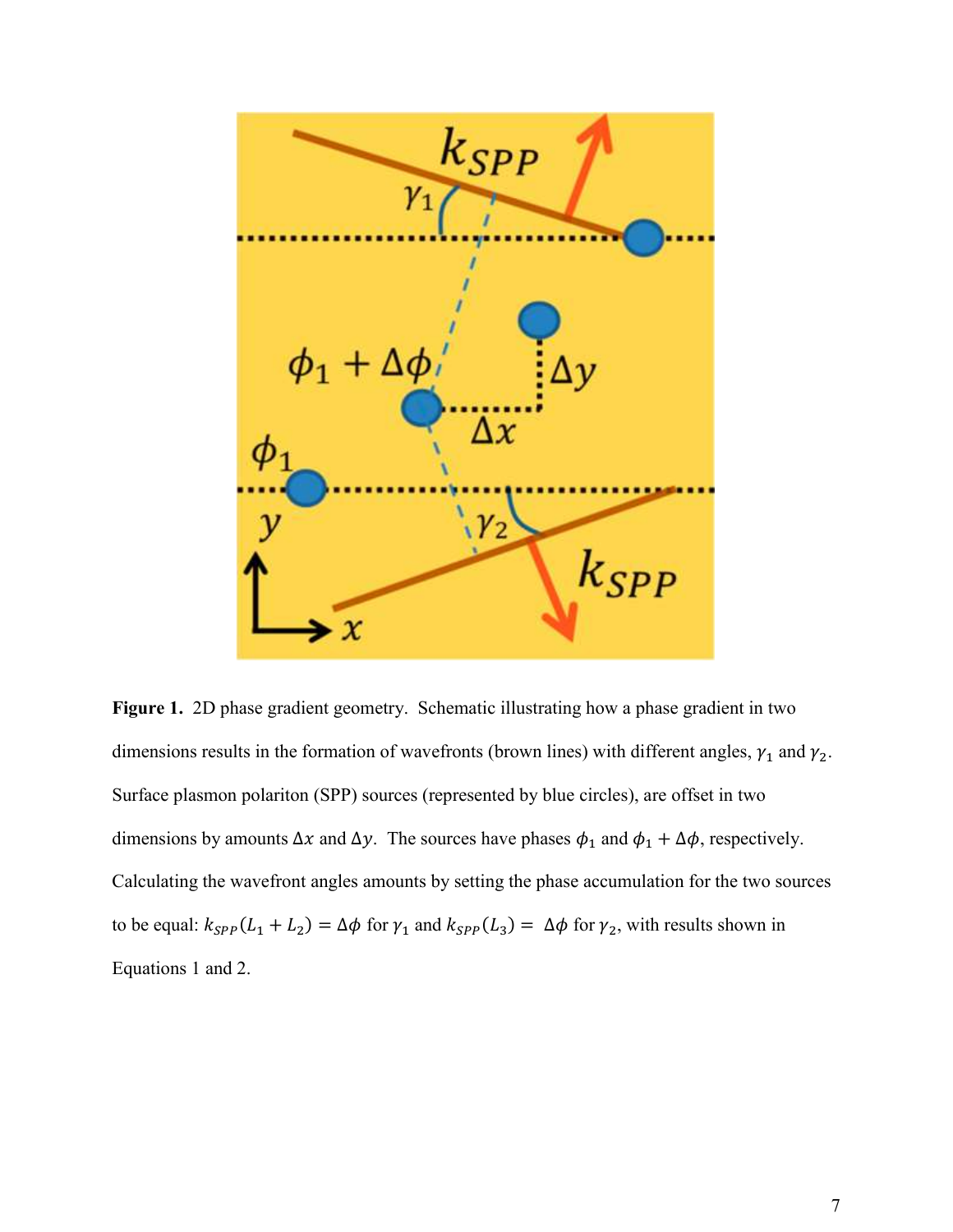**Figure 1.** 2D phase gradient geometry. Schematic illustrating how a phase gradient in two dimensions results in the formation of wavefronts (brown lines) with different angles, $\gamma_1$ and $\gamma_2$. Surface plasmon polariton (SPP) sources (represented by blue circles), are offset in two dimensions by amounts $\Delta x$ and $\Delta y$. The sources have phases $\phi_1$ and $\phi_1 + \Delta\phi$, respectively. Calculating the wavefront angles amounts by setting the phase accumulation for the two sources to be equal: $k_{SPP}(L_1 + L_2) = \Delta\phi$ for $\gamma_1$ and $k_{SPP}(L_3) = \Delta\phi$ for $\gamma_2$, with results shown in Equations 1 and 2.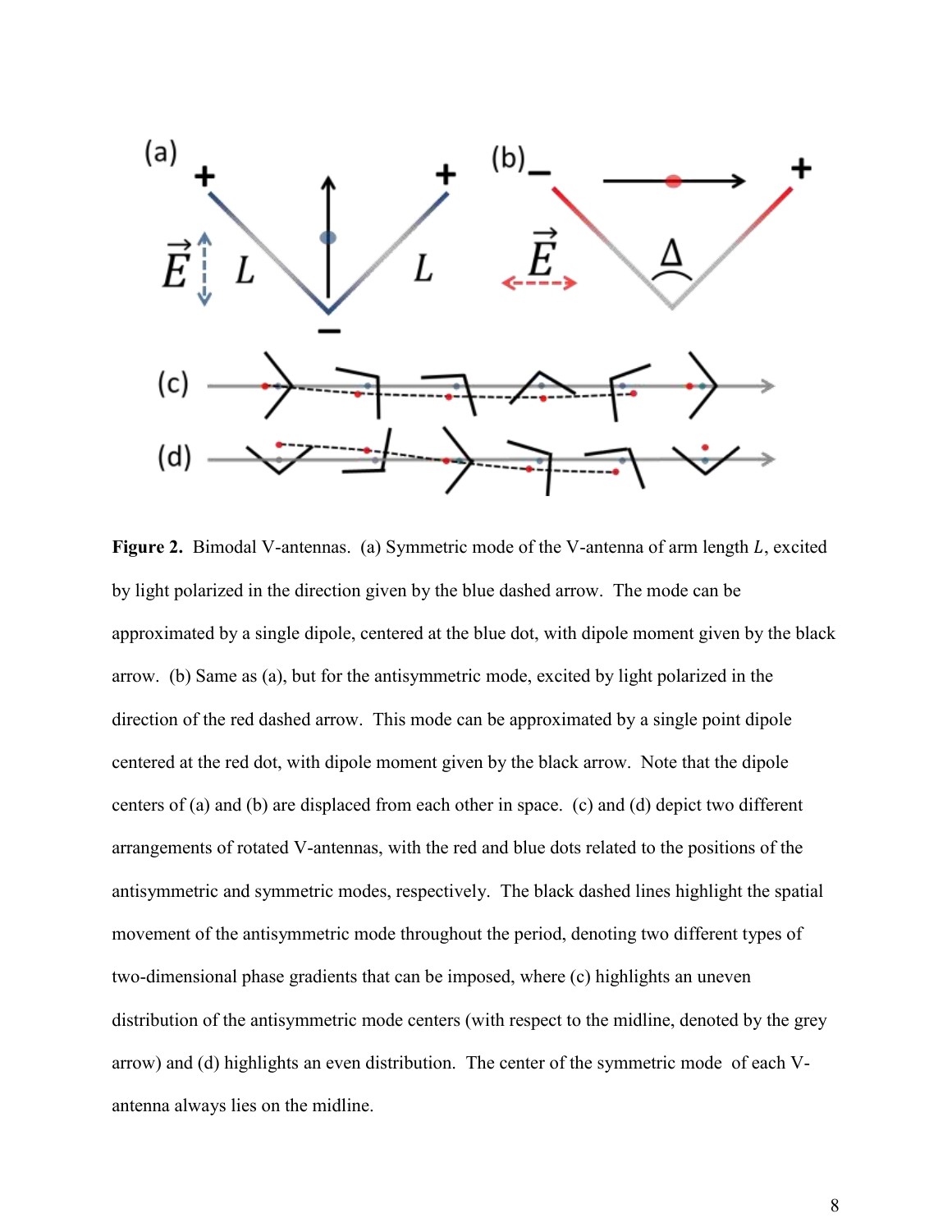**Figure 2.** Bimodal V-antennas. (a) Symmetric mode of the V-antenna of arm length $L$, excited by light polarized in the direction given by the blue dashed arrow. The mode can be approximated by a single dipole, centered at the blue dot, with dipole moment given by the black arrow. (b) Same as (a), but for the antisymmetric mode, excited by light polarized in the direction of the red dashed arrow. This mode can be approximated by a single point dipole centered at the red dot, with dipole moment given by the black arrow. Note that the dipole centers of (a) and (b) are displaced from each other in space. (c) and (d) depict two different arrangements of rotated V-antennas, with the red and blue dots related to the positions of the antisymmetric and symmetric modes, respectively. The black dashed lines highlight the spatial movement of the antisymmetric mode throughout the period, denoting two different types of two-dimensional phase gradients that can be imposed, where (c) highlights an uneven distribution of the antisymmetric mode centers (with respect to the midline, denoted by the grey arrow) and (d) highlights an even distribution. The center of the symmetric mode of each V-antenna always lies on the midline.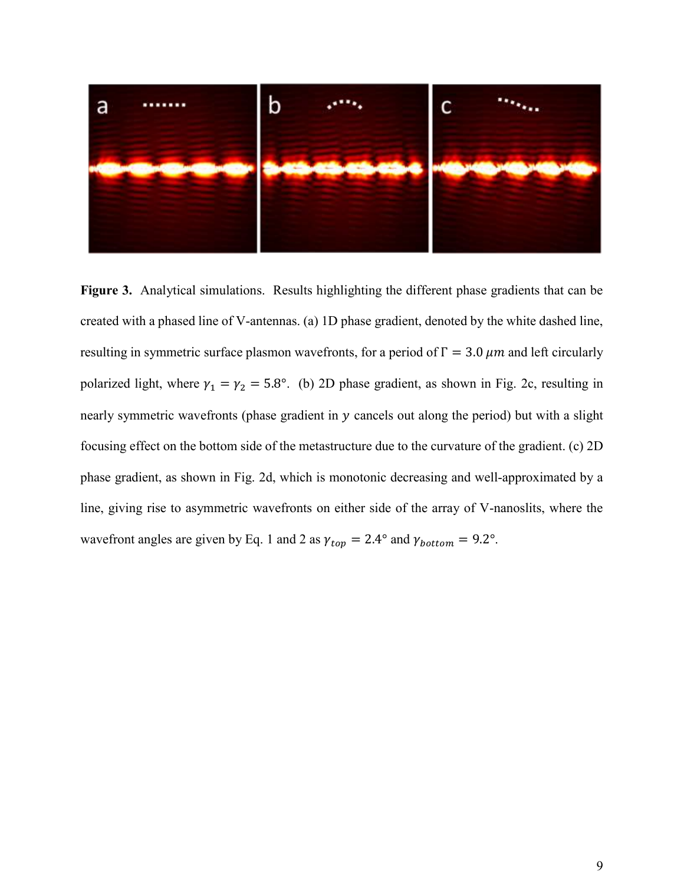**Figure 3.** Analytical simulations. Results highlighting the different phase gradients that can be created with a phased line of V-antennas. (a) 1D phase gradient, denoted by the white dashed line, resulting in symmetric surface plasmon wavefronts, for a period of $\Gamma = 3.0\ \mu m$ and left circularly polarized light, where $\gamma_1 = \gamma_2 = 5.8°$. (b) 2D phase gradient, as shown in Fig. 2c, resulting in nearly symmetric wavefronts (phase gradient in $y$ cancels out along the period) but with a slight focusing effect on the bottom side of the metastructure due to the curvature of the gradient. (c) 2D phase gradient, as shown in Fig. 2d, which is monotonic decreasing and well-approximated by a line, giving rise to asymmetric wavefronts on either side of the array of V-nanoslits, where the wavefront angles are given by Eq. 1 and 2 as $\gamma_{top} = 2.4°$ and $\gamma_{bottom} = 9.2°$.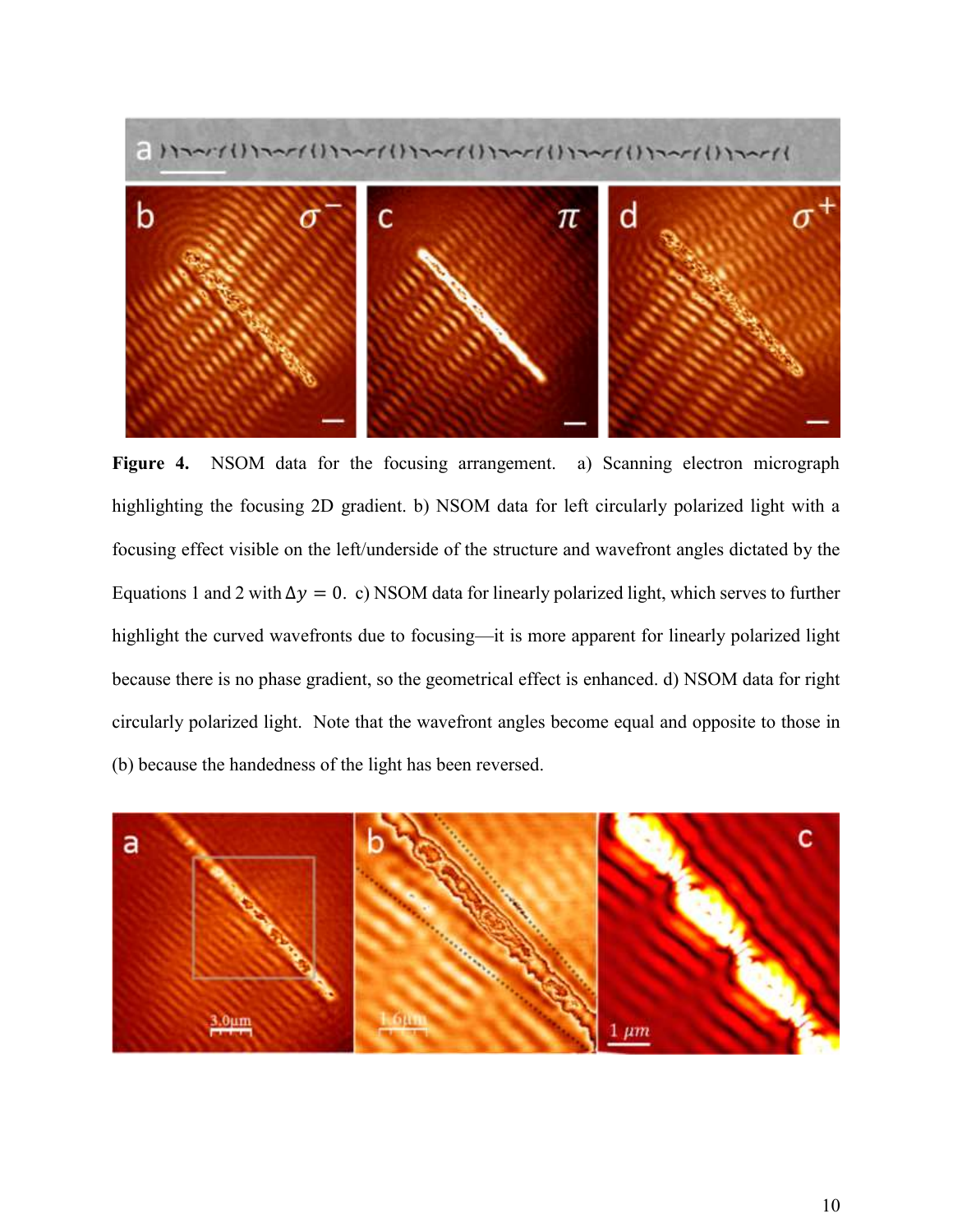**Figure 4.** NSOM data for the focusing arrangement. a) Scanning electron micrograph highlighting the focusing 2D gradient. b) NSOM data for left circularly polarized light with a focusing effect visible on the left/underside of the structure and wavefront angles dictated by the Equations 1 and 2 with $\Delta y = 0$. c) NSOM data for linearly polarized light, which serves to further highlight the curved wavefronts due to focusing—it is more apparent for linearly polarized light because there is no phase gradient, so the geometrical effect is enhanced. d) NSOM data for right circularly polarized light. Note that the wavefront angles become equal and opposite to those in (b) because the handedness of the light has been reversed.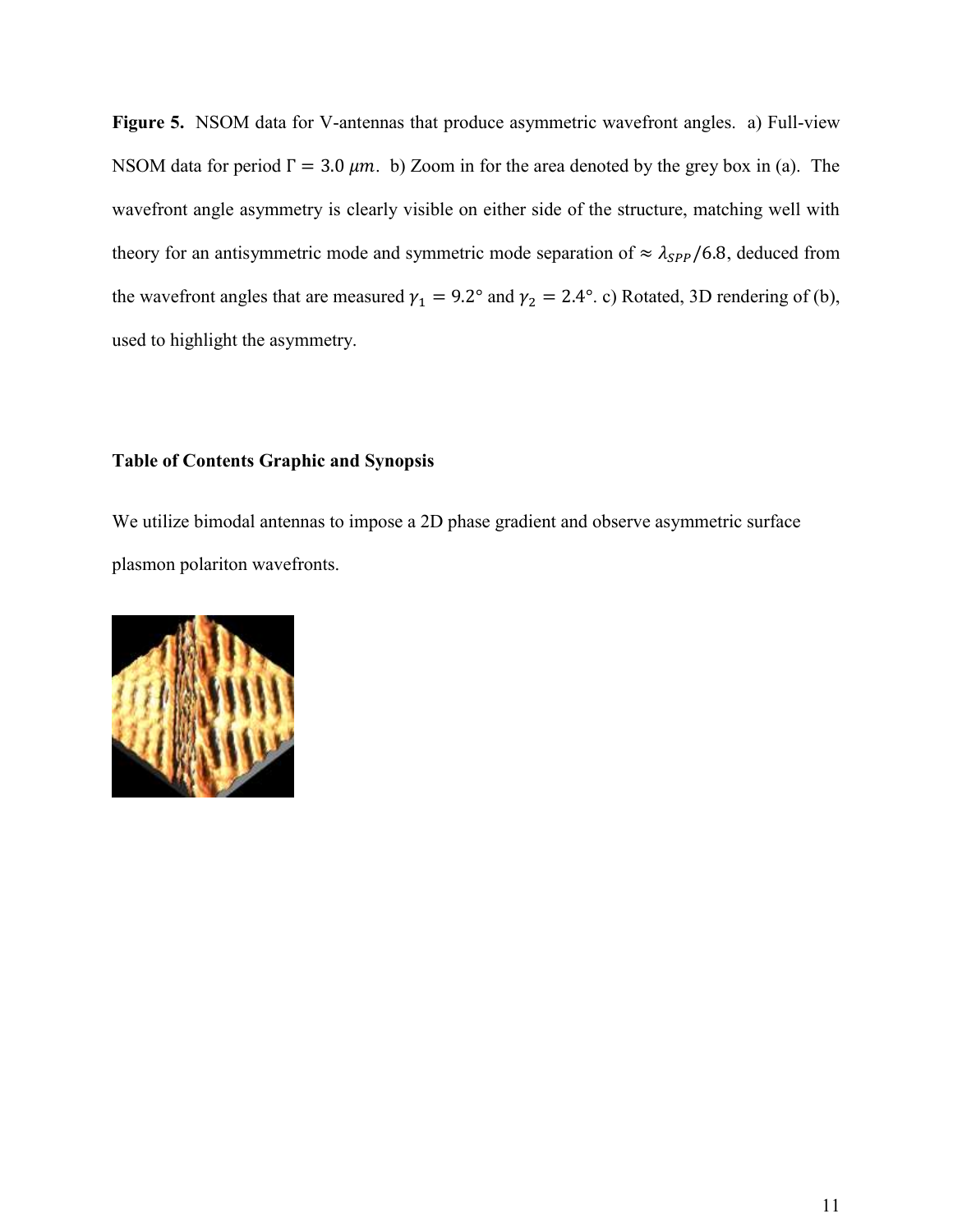**Figure 5.** NSOM data for V-antennas that produce asymmetric wavefront angles. a) Full-view NSOM data for period $\Gamma = 3.0\ \mu m$. b) Zoom in for the area denoted by the grey box in (a). The wavefront angle asymmetry is clearly visible on either side of the structure, matching well with theory for an antisymmetric mode and symmetric mode separation of $\approx \lambda_{SPP}/6.8$, deduced from the wavefront angles that are measured $\gamma_1 = 9.2°$ and $\gamma_2 = 2.4°$. c) Rotated, 3D rendering of (b), used to highlight the asymmetry.

**Table of Contents Graphic and Synopsis**

We utilize bimodal antennas to impose a 2D phase gradient and observe asymmetric surface plasmon polariton wavefronts.